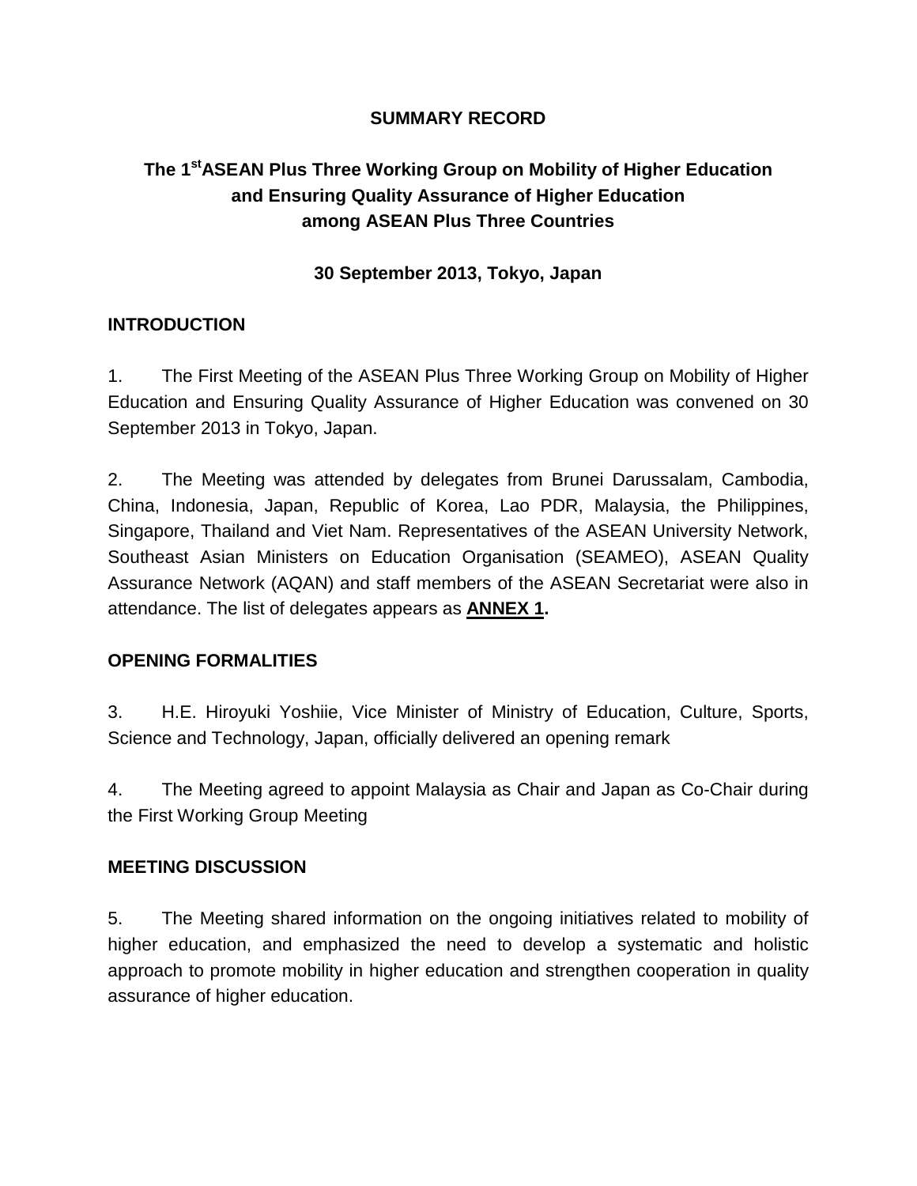**SUMMARY RECORD**

# The 1st ASEAN Plus Three Working Group on Mobility of Higher Education and Ensuring Quality Assurance of Higher Education among ASEAN Plus Three Countries

**30 September 2013, Tokyo, Japan**

## INTRODUCTION

1. The First Meeting of the ASEAN Plus Three Working Group on Mobility of Higher Education and Ensuring Quality Assurance of Higher Education was convened on 30 September 2013 in Tokyo, Japan.

2. The Meeting was attended by delegates from Brunei Darussalam, Cambodia, China, Indonesia, Japan, Republic of Korea, Lao PDR, Malaysia, the Philippines, Singapore, Thailand and Viet Nam. Representatives of the ASEAN University Network, Southeast Asian Ministers on Education Organisation (SEAMEO), ASEAN Quality Assurance Network (AQAN) and staff members of the ASEAN Secretariat were also in attendance. The list of delegates appears as **ANNEX 1.**

## OPENING FORMALITIES

3. H.E. Hiroyuki Yoshiie, Vice Minister of Ministry of Education, Culture, Sports, Science and Technology, Japan, officially delivered an opening remark

4. The Meeting agreed to appoint Malaysia as Chair and Japan as Co-Chair during the First Working Group Meeting

## MEETING DISCUSSION

5. The Meeting shared information on the ongoing initiatives related to mobility of higher education, and emphasized the need to develop a systematic and holistic approach to promote mobility in higher education and strengthen cooperation in quality assurance of higher education.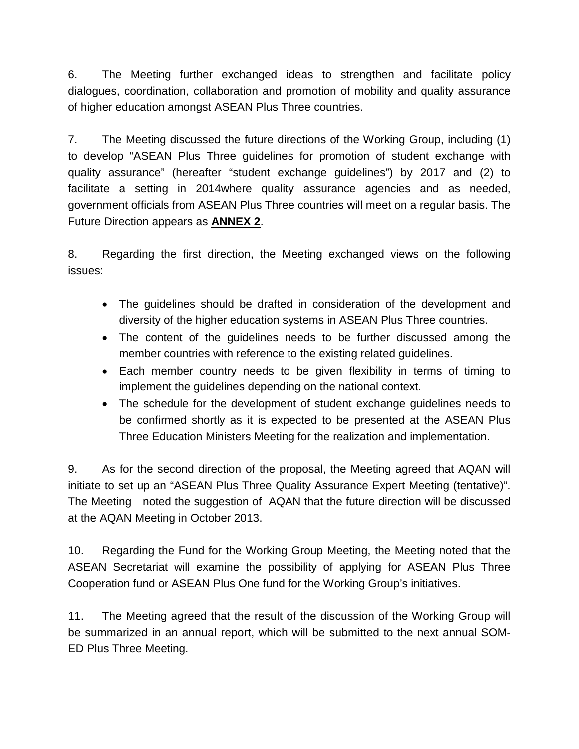6. The Meeting further exchanged ideas to strengthen and facilitate policy dialogues, coordination, collaboration and promotion of mobility and quality assurance of higher education amongst ASEAN Plus Three countries.

7. The Meeting discussed the future directions of the Working Group, including (1) to develop "ASEAN Plus Three guidelines for promotion of student exchange with quality assurance" (hereafter "student exchange guidelines") by 2017 and (2) to facilitate a setting in 2014where quality assurance agencies and as needed, government officials from ASEAN Plus Three countries will meet on a regular basis. The Future Direction appears as **ANNEX 2**.

8. Regarding the first direction, the Meeting exchanged views on the following issues:

- The guidelines should be drafted in consideration of the development and diversity of the higher education systems in ASEAN Plus Three countries.
- The content of the guidelines needs to be further discussed among the member countries with reference to the existing related guidelines.
- Each member country needs to be given flexibility in terms of timing to implement the guidelines depending on the national context.
- The schedule for the development of student exchange guidelines needs to be confirmed shortly as it is expected to be presented at the ASEAN Plus Three Education Ministers Meeting for the realization and implementation.

9. As for the second direction of the proposal, the Meeting agreed that AQAN will initiate to set up an "ASEAN Plus Three Quality Assurance Expert Meeting (tentative)". The Meeting noted the suggestion of AQAN that the future direction will be discussed at the AQAN Meeting in October 2013.

10. Regarding the Fund for the Working Group Meeting, the Meeting noted that the ASEAN Secretariat will examine the possibility of applying for ASEAN Plus Three Cooperation fund or ASEAN Plus One fund for the Working Group's initiatives.

11. The Meeting agreed that the result of the discussion of the Working Group will be summarized in an annual report, which will be submitted to the next annual SOM-ED Plus Three Meeting.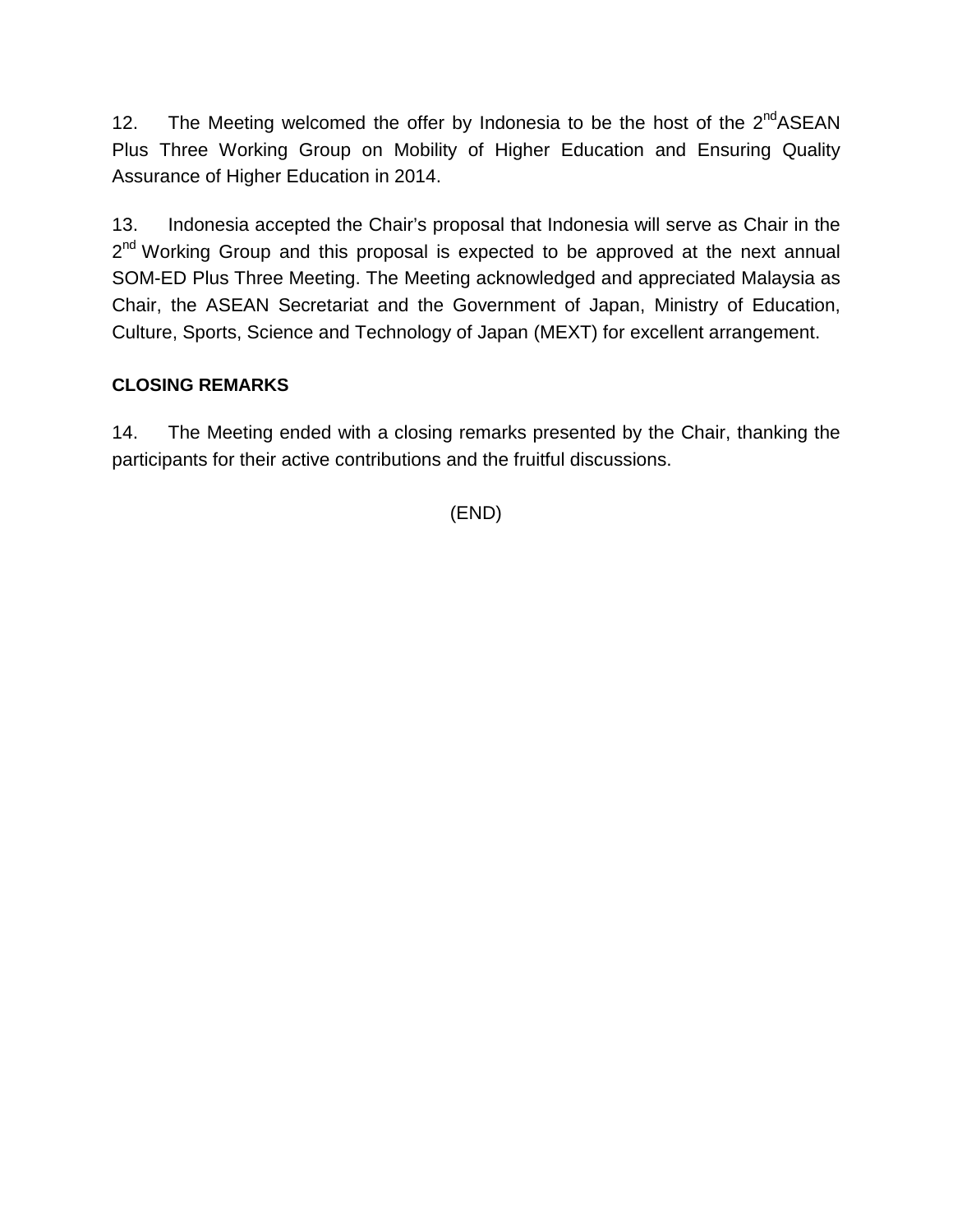12. The Meeting welcomed the offer by Indonesia to be the host of the 2nd ASEAN Plus Three Working Group on Mobility of Higher Education and Ensuring Quality Assurance of Higher Education in 2014.

13. Indonesia accepted the Chair's proposal that Indonesia will serve as Chair in the 2nd Working Group and this proposal is expected to be approved at the next annual SOM-ED Plus Three Meeting. The Meeting acknowledged and appreciated Malaysia as Chair, the ASEAN Secretariat and the Government of Japan, Ministry of Education, Culture, Sports, Science and Technology of Japan (MEXT) for excellent arrangement.

**CLOSING REMARKS**

14. The Meeting ended with a closing remarks presented by the Chair, thanking the participants for their active contributions and the fruitful discussions.

(END)